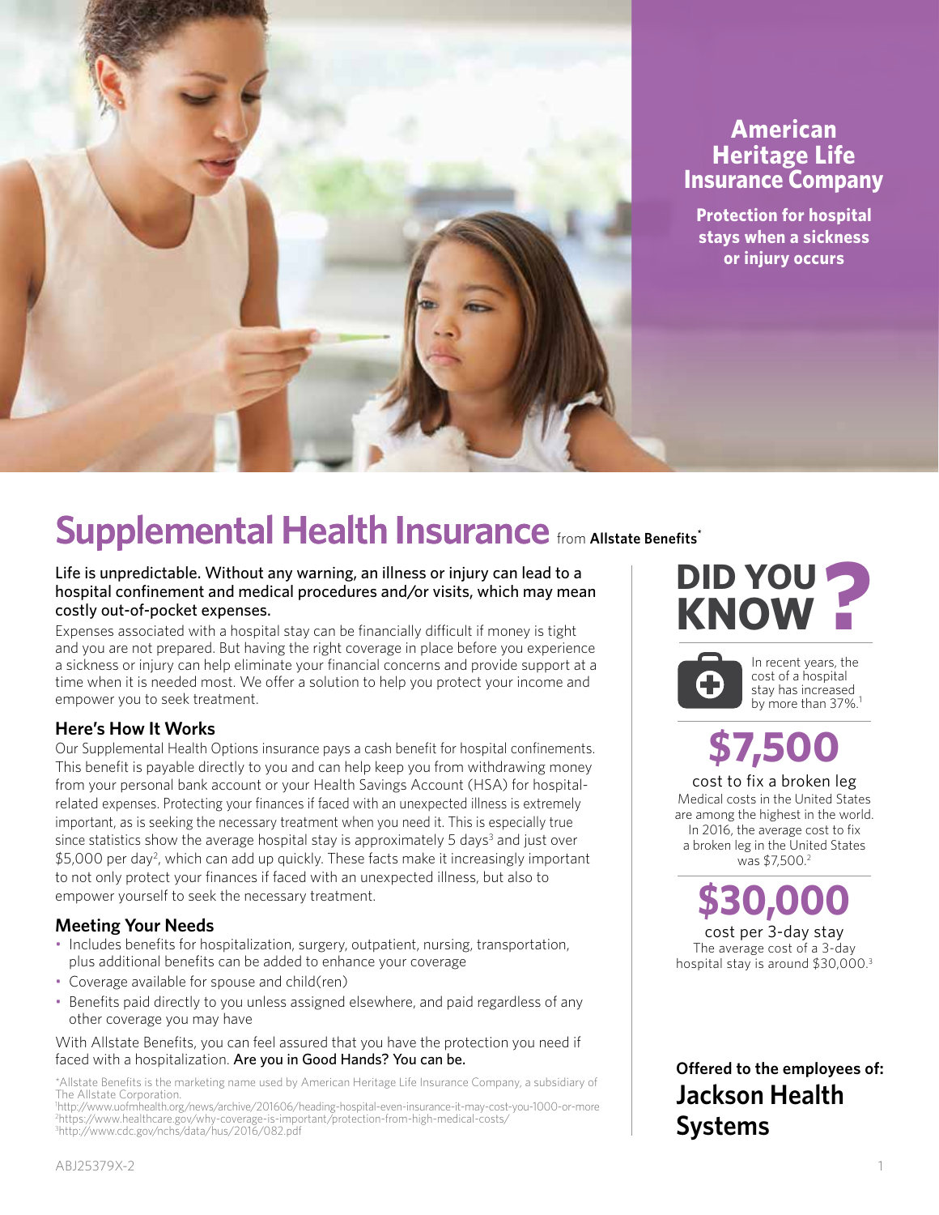## American Heritage Life Insurance Company

**Protection for hospital stays when a sickness or injury occurs**

# Supplemental Health Insurance from **Allstate Benefits***

Life is unpredictable. Without any warning, an illness or injury can lead to a hospital confinement and medical procedures and/or visits, which may mean costly out-of-pocket expenses.

Expenses associated with a hospital stay can be financially difficult if money is tight and you are not prepared. But having the right coverage in place before you experience a sickness or injury can help eliminate your financial concerns and provide support at a time when it is needed most. We offer a solution to help you protect your income and empower you to seek treatment.

### Here's How It Works

Our Supplemental Health Options insurance pays a cash benefit for hospital confinements. This benefit is payable directly to you and can help keep you from withdrawing money from your personal bank account or your Health Savings Account (HSA) for hospital-related expenses. Protecting your finances if faced with an unexpected illness is extremely important, as is seeking the necessary treatment when you need it. This is especially true since statistics show the average hospital stay is approximately 5 days[3] and just over $5,000 per day[2], which can add up quickly. These facts make it increasingly important to not only protect your finances if faced with an unexpected illness, but also to empower yourself to seek the necessary treatment.

### Meeting Your Needs

- Includes benefits for hospitalization, surgery, outpatient, nursing, transportation, plus additional benefits can be added to enhance your coverage
- Coverage available for spouse and child(ren)
- Benefits paid directly to you unless assigned elsewhere, and paid regardless of any other coverage you may have

With Allstate Benefits, you can feel assured that you have the protection you need if faced with a hospitalization. Are you in Good Hands? You can be.

*Allstate Benefits is the marketing name used by American Heritage Life Insurance Company, a subsidiary of The Allstate Corporation.
[1]http://www.uofmhealth.org/news/archive/201606/heading-hospital-even-insurance-it-may-cost-you-1000-or-more
[2]https://www.healthcare.gov/why-coverage-is-important/protection-from-high-medical-costs/
[3]http://www.cdc.gov/nchs/data/hus/2016/082.pdf

## DID YOU KNOW?

In recent years, the cost of a hospital stay has increased by more than 37%.[1]

**$7,500**

cost to fix a broken leg

Medical costs in the United States are among the highest in the world. In 2016, the average cost to fix a broken leg in the United States was $7,500.[2]

**$30,000**

cost per 3-day stay

The average cost of a 3-day hospital stay is around $30,000.[3]

**Offered to the employees of:**

**Jackson Health Systems**

ABJ25379X-2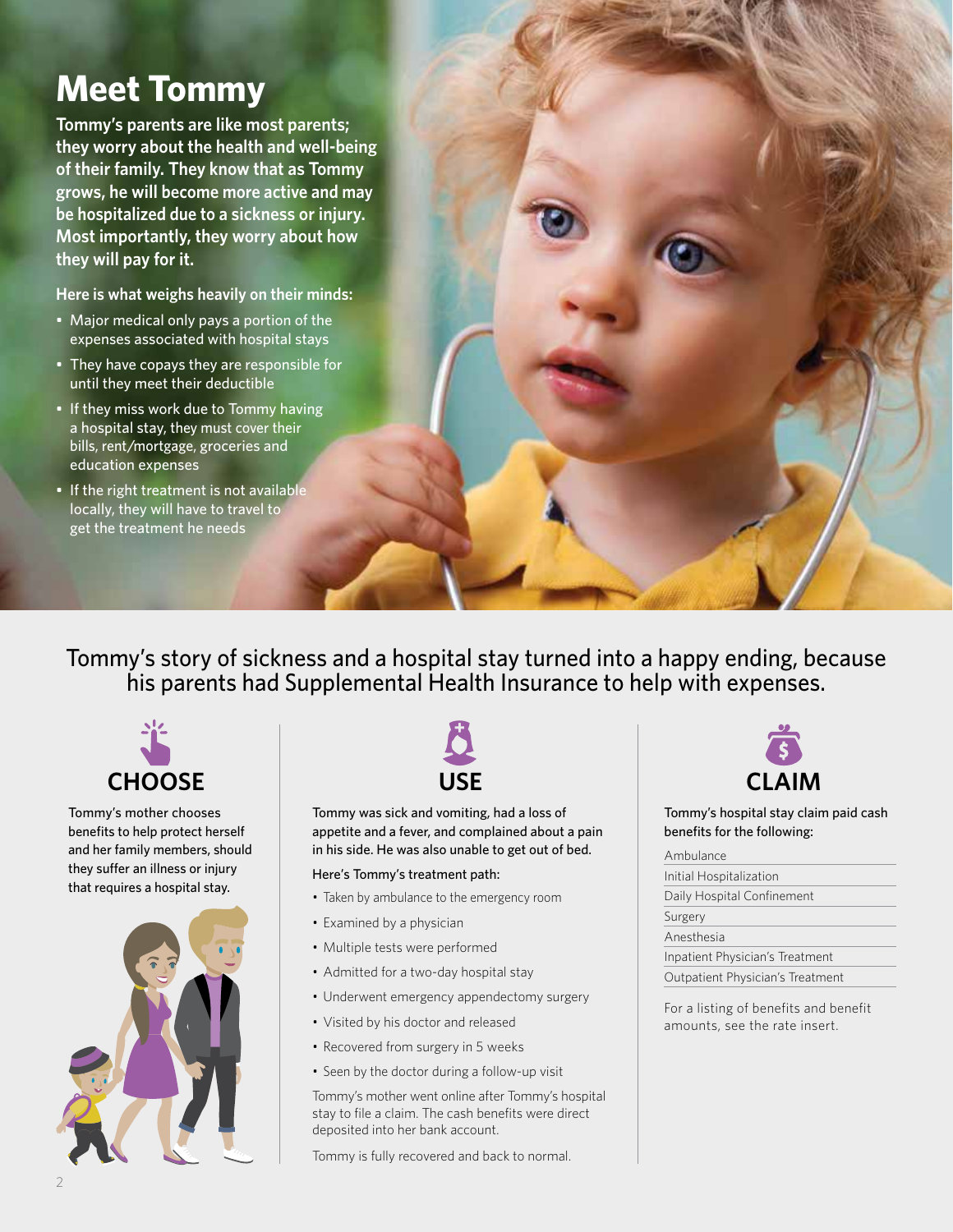# Meet Tommy

**Tommy's parents are like most parents; they worry about the health and well-being of their family. They know that as Tommy grows, he will become more active and may be hospitalized due to a sickness or injury. Most importantly, they worry about how they will pay for it.**

**Here is what weighs heavily on their minds:**

- Major medical only pays a portion of the expenses associated with hospital stays
- They have copays they are responsible for until they meet their deductible
- If they miss work due to Tommy having a hospital stay, they must cover their bills, rent/mortgage, groceries and education expenses
- If the right treatment is not available locally, they will have to travel to get the treatment he needs

Tommy's story of sickness and a hospital stay turned into a happy ending, because his parents had Supplemental Health Insurance to help with expenses.

## CHOOSE

Tommy's mother chooses benefits to help protect herself and her family members, should they suffer an illness or injury that requires a hospital stay.

## USE

Tommy was sick and vomiting, had a loss of appetite and a fever, and complained about a pain in his side. He was also unable to get out of bed.

Here's Tommy's treatment path:

- Taken by ambulance to the emergency room
- Examined by a physician
- Multiple tests were performed
- Admitted for a two-day hospital stay
- Underwent emergency appendectomy surgery
- Visited by his doctor and released
- Recovered from surgery in 5 weeks
- Seen by the doctor during a follow-up visit

Tommy's mother went online after Tommy's hospital stay to file a claim. The cash benefits were direct deposited into her bank account.

Tommy is fully recovered and back to normal.

## CLAIM

Tommy's hospital stay claim paid cash benefits for the following:

- Ambulance
- Initial Hospitalization
- Daily Hospital Confinement
- Surgery
- Anesthesia
- Inpatient Physician's Treatment
- Outpatient Physician's Treatment

For a listing of benefits and benefit amounts, see the rate insert.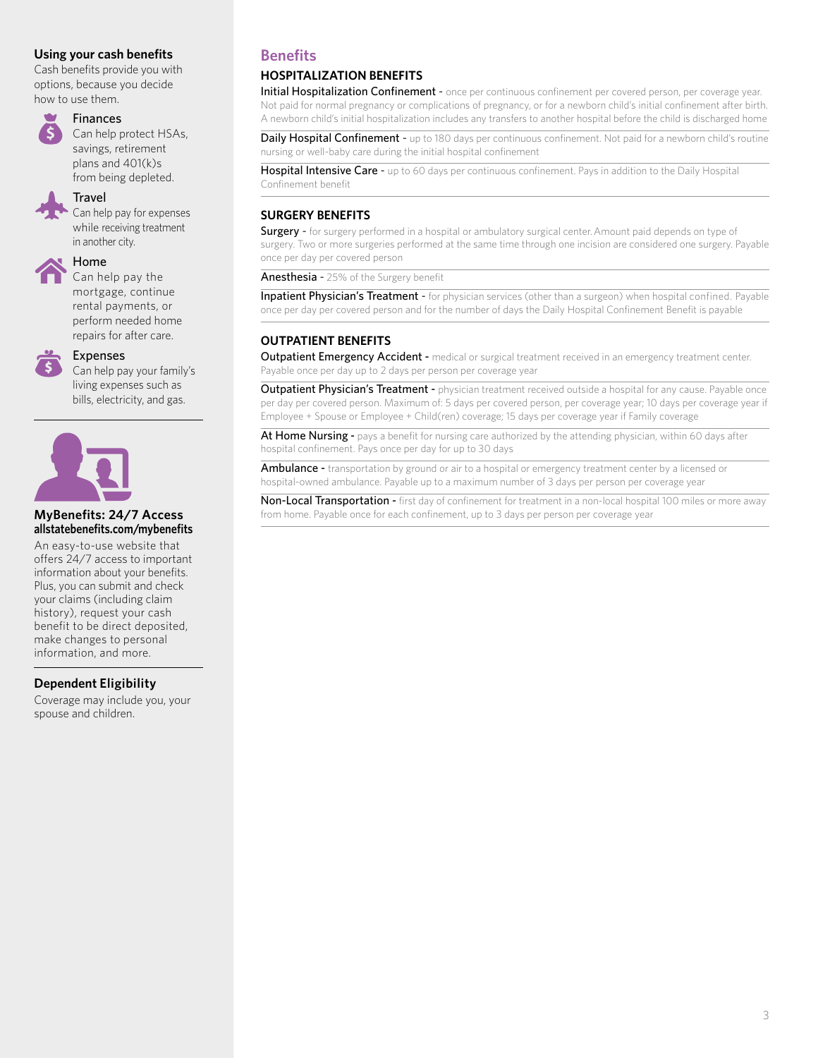## Using your cash benefits

Cash benefits provide you with options, because you decide how to use them.

**Finances**
Can help protect HSAs, savings, retirement plans and 401(k)s from being depleted.

**Travel**
Can help pay for expenses while receiving treatment in another city.

**Home**
Can help pay the mortgage, continue rental payments, or perform needed home repairs for after care.

**Expenses**
Can help pay your family's living expenses such as bills, electricity, and gas.

## MyBenefits: 24/7 Access

**allstatebenefits.com/mybenefits**

An easy-to-use website that offers 24/7 access to important information about your benefits. Plus, you can submit and check your claims (including claim history), request your cash benefit to be direct deposited, make changes to personal information, and more.

## Dependent Eligibility

Coverage may include you, your spouse and children.

# Benefits

## HOSPITALIZATION BENEFITS

**Initial Hospitalization Confinement** - once per continuous confinement per covered person, per coverage year. Not paid for normal pregnancy or complications of pregnancy, or for a newborn child's initial confinement after birth. A newborn child's initial hospitalization includes any transfers to another hospital before the child is discharged home

**Daily Hospital Confinement** - up to 180 days per continuous confinement. Not paid for a newborn child's routine nursing or well-baby care during the initial hospital confinement

**Hospital Intensive Care** - up to 60 days per continuous confinement. Pays in addition to the Daily Hospital Confinement benefit

## SURGERY BENEFITS

**Surgery** - for surgery performed in a hospital or ambulatory surgical center. Amount paid depends on type of surgery. Two or more surgeries performed at the same time through one incision are considered one surgery. Payable once per day per covered person

**Anesthesia** - 25% of the Surgery benefit

**Inpatient Physician's Treatment** - for physician services (other than a surgeon) when hospital confined. Payable once per day per covered person and for the number of days the Daily Hospital Confinement Benefit is payable

## OUTPATIENT BENEFITS

**Outpatient Emergency Accident** - medical or surgical treatment received in an emergency treatment center. Payable once per day up to 2 days per person per coverage year

**Outpatient Physician's Treatment** - physician treatment received outside a hospital for any cause. Payable once per day per covered person. Maximum of: 5 days per covered person, per coverage year; 10 days per coverage year if Employee + Spouse or Employee + Child(ren) coverage; 15 days per coverage year if Family coverage

**At Home Nursing** - pays a benefit for nursing care authorized by the attending physician, within 60 days after hospital confinement. Pays once per day for up to 30 days

**Ambulance** - transportation by ground or air to a hospital or emergency treatment center by a licensed or hospital-owned ambulance. Payable up to a maximum number of 3 days per person per coverage year

**Non-Local Transportation** - first day of confinement for treatment in a non-local hospital 100 miles or more away from home. Payable once for each confinement, up to 3 days per person per coverage year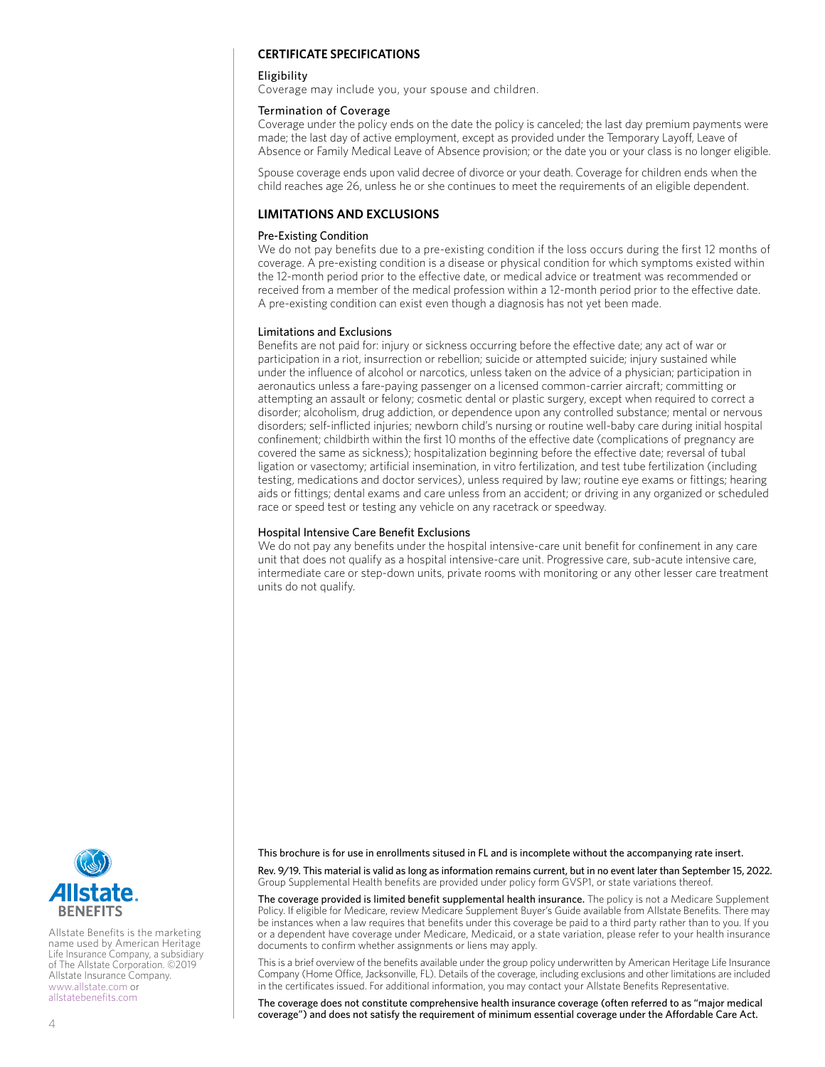## CERTIFICATE SPECIFICATIONS

### Eligibility

Coverage may include you, your spouse and children.

### Termination of Coverage

Coverage under the policy ends on the date the policy is canceled; the last day premium payments were made; the last day of active employment, except as provided under the Temporary Layoff, Leave of Absence or Family Medical Leave of Absence provision; or the date you or your class is no longer eligible.

Spouse coverage ends upon valid decree of divorce or your death. Coverage for children ends when the child reaches age 26, unless he or she continues to meet the requirements of an eligible dependent.

## LIMITATIONS AND EXCLUSIONS

### Pre-Existing Condition

We do not pay benefits due to a pre-existing condition if the loss occurs during the first 12 months of coverage. A pre-existing condition is a disease or physical condition for which symptoms existed within the 12-month period prior to the effective date, or medical advice or treatment was recommended or received from a member of the medical profession within a 12-month period prior to the effective date. A pre-existing condition can exist even though a diagnosis has not yet been made.

### Limitations and Exclusions

Benefits are not paid for: injury or sickness occurring before the effective date; any act of war or participation in a riot, insurrection or rebellion; suicide or attempted suicide; injury sustained while under the influence of alcohol or narcotics, unless taken on the advice of a physician; participation in aeronautics unless a fare-paying passenger on a licensed common-carrier aircraft; committing or attempting an assault or felony; cosmetic dental or plastic surgery, except when required to correct a disorder; alcoholism, drug addiction, or dependence upon any controlled substance; mental or nervous disorders; self-inflicted injuries; newborn child's nursing or routine well-baby care during initial hospital confinement; childbirth within the first 10 months of the effective date (complications of pregnancy are covered the same as sickness); hospitalization beginning before the effective date; reversal of tubal ligation or vasectomy; artificial insemination, in vitro fertilization, and test tube fertilization (including testing, medications and doctor services), unless required by law; routine eye exams or fittings; hearing aids or fittings; dental exams and care unless from an accident; or driving in any organized or scheduled race or speed test or testing any vehicle on any racetrack or speedway.

### Hospital Intensive Care Benefit Exclusions

We do not pay any benefits under the hospital intensive-care unit benefit for confinement in any care unit that does not qualify as a hospital intensive-care unit. Progressive care, sub-acute intensive care, intermediate care or step-down units, private rooms with monitoring or any other lesser care treatment units do not qualify.

**Allstate. BENEFITS**

Allstate Benefits is the marketing name used by American Heritage Life Insurance Company, a subsidiary of The Allstate Corporation. ©2019 Allstate Insurance Company. www.allstate.com or allstatebenefits.com

**This brochure is for use in enrollments sitused in FL and is incomplete without the accompanying rate insert.**

**Rev. 9/19. This material is valid as long as information remains current, but in no event later than September 15, 2022.** Group Supplemental Health benefits are provided under policy form GVSP1, or state variations thereof.

**The coverage provided is limited benefit supplemental health insurance.** The policy is not a Medicare Supplement Policy. If eligible for Medicare, review Medicare Supplement Buyer's Guide available from Allstate Benefits. There may be instances when a law requires that benefits under this coverage be paid to a third party rather than to you. If you or a dependent have coverage under Medicare, Medicaid, or a state variation, please refer to your health insurance documents to confirm whether assignments or liens may apply.

This is a brief overview of the benefits available under the group policy underwritten by American Heritage Life Insurance Company (Home Office, Jacksonville, FL). Details of the coverage, including exclusions and other limitations are included in the certificates issued. For additional information, you may contact your Allstate Benefits Representative.

**The coverage does not constitute comprehensive health insurance coverage (often referred to as "major medical coverage") and does not satisfy the requirement of minimum essential coverage under the Affordable Care Act.**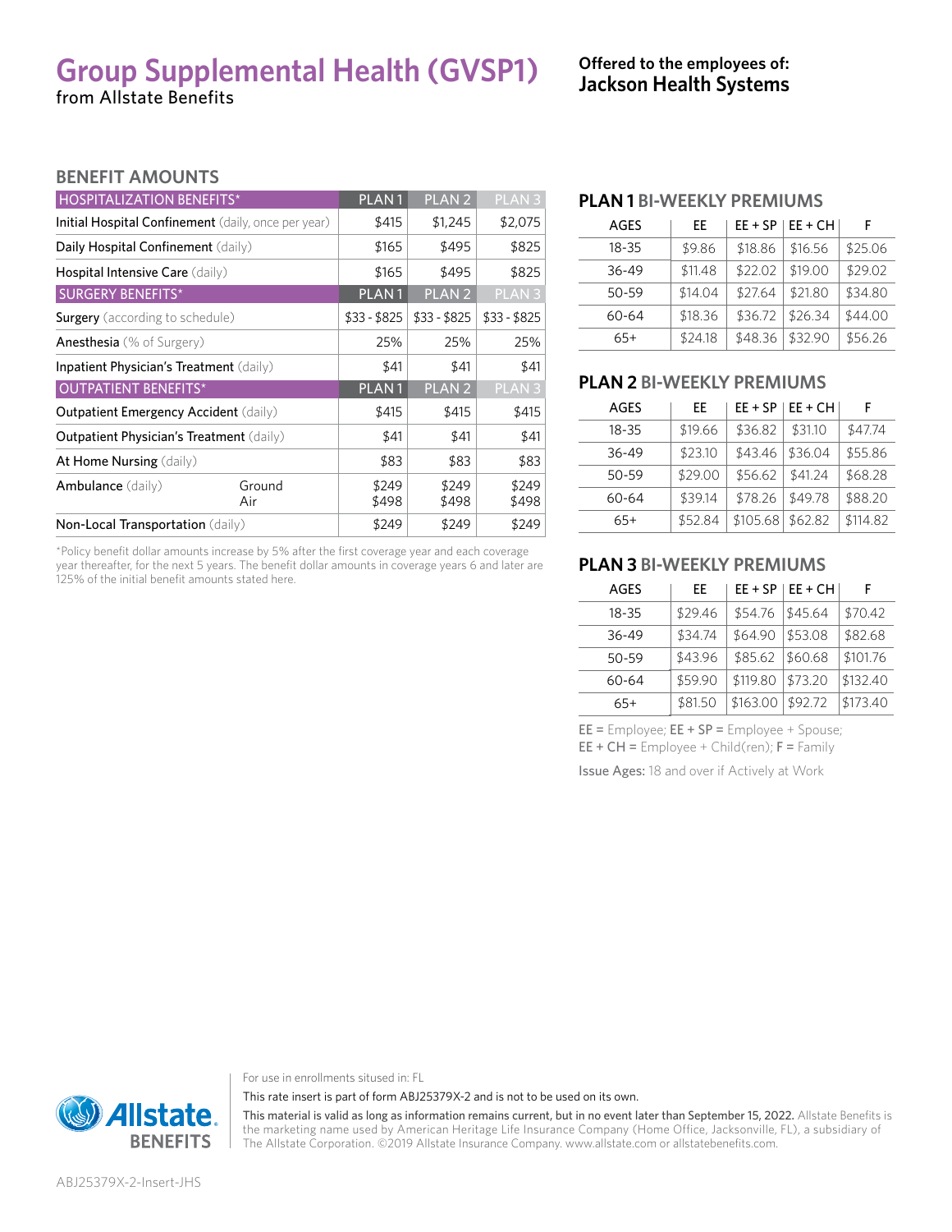# Group Supplemental Health (GVSP1)

from Allstate Benefits

**Offered to the employees of:**
**Jackson Health Systems**

## BENEFIT AMOUNTS

| HOSPITALIZATION BENEFITS* | | PLAN 1 | PLAN 2 | PLAN 3 |
|---|---|---|---|---|
| **Initial Hospital Confinement** (daily, once per year) | | $415 | $1,245 | $2,075 |
| **Daily Hospital Confinement** (daily) | | $165 | $495 | $825 |
| **Hospital Intensive Care** (daily) | | $165 | $495 | $825 |
| **SURGERY BENEFITS*** | | **PLAN 1** | **PLAN 2** | **PLAN 3** |
| **Surgery** (according to schedule) | | $33 - $825 | $33 - $825 | $33 - $825 |
| **Anesthesia** (% of Surgery) | | 25% | 25% | 25% |
| **Inpatient Physician's Treatment** (daily) | | $41 | $41 | $41 |
| **OUTPATIENT BENEFITS*** | | **PLAN 1** | **PLAN 2** | **PLAN 3** |
| **Outpatient Emergency Accident** (daily) | | $415 | $415 | $415 |
| **Outpatient Physician's Treatment** (daily) | | $41 | $41 | $41 |
| **At Home Nursing** (daily) | | $83 | $83 | $83 |
| **Ambulance** (daily) | Ground | $249 | $249 | $249 |
| | Air | $498 | $498 | $498 |
| **Non-Local Transportation** (daily) | | $249 | $249 | $249 |

*Policy benefit dollar amounts increase by 5% after the first coverage year and each coverage year thereafter, for the next 5 years. The benefit dollar amounts in coverage years 6 and later are 125% of the initial benefit amounts stated here.

## PLAN 1 BI-WEEKLY PREMIUMS

| AGES | EE | EE + SP | EE + CH | F |
|---|---|---|---|---|
| 18-35 | $9.86 | $18.86 | $16.56 | $25.06 |
| 36-49 | $11.48 | $22.02 | $19.00 | $29.02 |
| 50-59 | $14.04 | $27.64 | $21.80 | $34.80 |
| 60-64 | $18.36 | $36.72 | $26.34 | $44.00 |
| 65+ | $24.18 | $48.36 | $32.90 | $56.26 |

## PLAN 2 BI-WEEKLY PREMIUMS

| AGES | EE | EE + SP | EE + CH | F |
|---|---|---|---|---|
| 18-35 | $19.66 | $36.82 | $31.10 | $47.74 |
| 36-49 | $23.10 | $43.46 | $36.04 | $55.86 |
| 50-59 | $29.00 | $56.62 | $41.24 | $68.28 |
| 60-64 | $39.14 | $78.26 | $49.78 | $88.20 |
| 65+ | $52.84 | $105.68 | $62.82 | $114.82 |

## PLAN 3 BI-WEEKLY PREMIUMS

| AGES | EE | EE + SP | EE + CH | F |
|---|---|---|---|---|
| 18-35 | $29.46 | $54.76 | $45.64 | $70.42 |
| 36-49 | $34.74 | $64.90 | $53.08 | $82.68 |
| 50-59 | $43.96 | $85.62 | $60.68 | $101.76 |
| 60-64 | $59.90 | $119.80 | $73.20 | $132.40 |
| 65+ | $81.50 | $163.00 | $92.72 | $173.40 |

**EE** = Employee; **EE + SP** = Employee + Spouse;
**EE + CH** = Employee + Child(ren); **F** = Family

**Issue Ages:** 18 and over if Actively at Work

For use in enrollments sitused in: FL

This rate insert is part of form ABJ25379X-2 and is not to be used on its own.

**This material is valid as long as information remains current, but in no event later than September 15, 2022.** Allstate Benefits is the marketing name used by American Heritage Life Insurance Company (Home Office, Jacksonville, FL), a subsidiary of The Allstate Corporation. ©2019 Allstate Insurance Company. www.allstate.com or allstatebenefits.com.

ABJ25379X-2-Insert-JHS